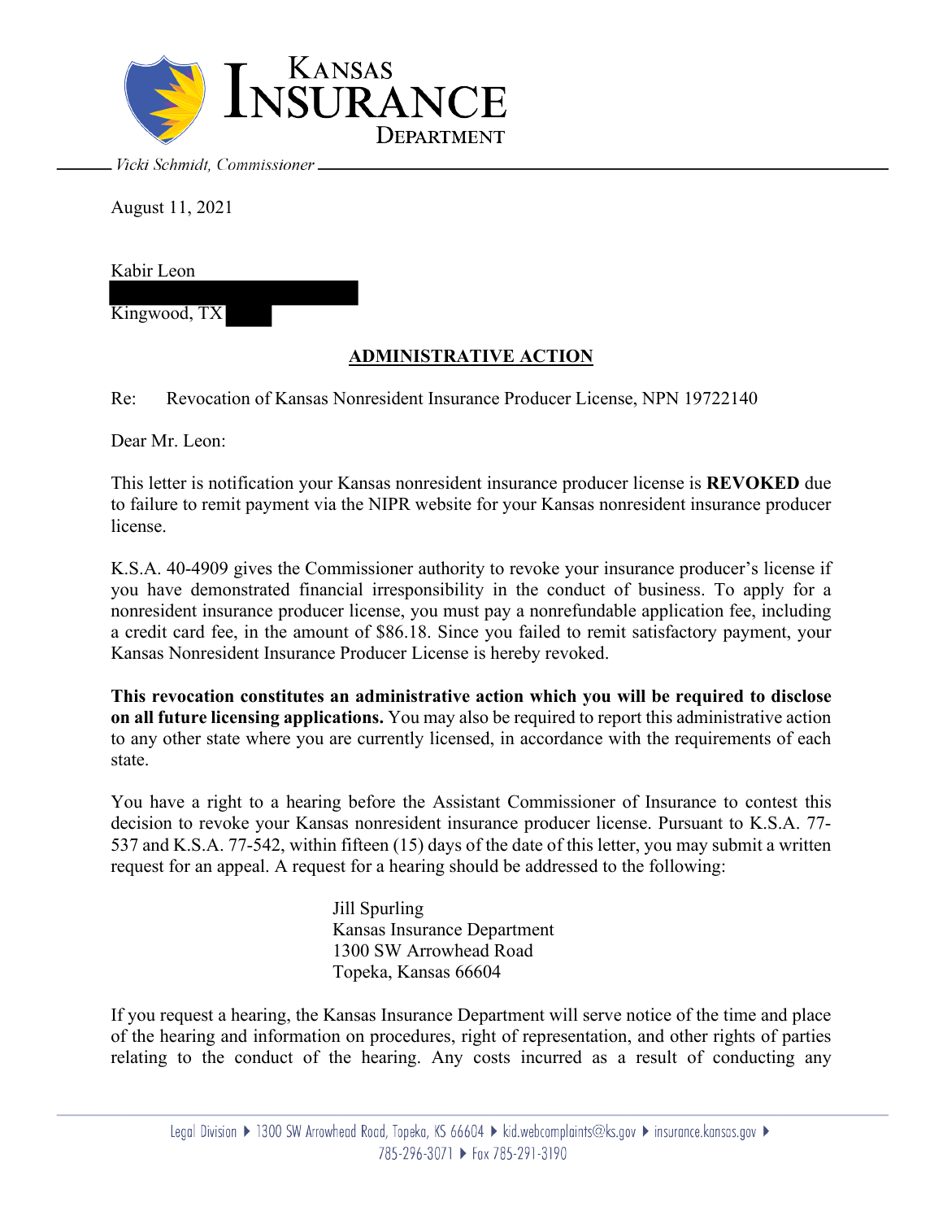# KANSAS INSURANCE DEPARTMENT

*Vicki Schmidt, Commissioner*

August 11, 2021

Kabir Leon

Kingwood, TX

**ADMINISTRATIVE ACTION**

Re: Revocation of Kansas Nonresident Insurance Producer License, NPN 19722140

Dear Mr. Leon:

This letter is notification your Kansas nonresident insurance producer license is **REVOKED** due to failure to remit payment via the NIPR website for your Kansas nonresident insurance producer license.

K.S.A. 40-4909 gives the Commissioner authority to revoke your insurance producer's license if you have demonstrated financial irresponsibility in the conduct of business. To apply for a nonresident insurance producer license, you must pay a nonrefundable application fee, including a credit card fee, in the amount of $86.18. Since you failed to remit satisfactory payment, your Kansas Nonresident Insurance Producer License is hereby revoked.

**This revocation constitutes an administrative action which you will be required to disclose on all future licensing applications.** You may also be required to report this administrative action to any other state where you are currently licensed, in accordance with the requirements of each state.

You have a right to a hearing before the Assistant Commissioner of Insurance to contest this decision to revoke your Kansas nonresident insurance producer license. Pursuant to K.S.A. 77-537 and K.S.A. 77-542, within fifteen (15) days of the date of this letter, you may submit a written request for an appeal. A request for a hearing should be addressed to the following:

Jill Spurling
Kansas Insurance Department
1300 SW Arrowhead Road
Topeka, Kansas 66604

If you request a hearing, the Kansas Insurance Department will serve notice of the time and place of the hearing and information on procedures, right of representation, and other rights of parties relating to the conduct of the hearing. Any costs incurred as a result of conducting any

Legal Division ▸ 1300 SW Arrowhead Road, Topeka, KS 66604 ▸ kid.webcomplaints@ks.gov ▸ insurance.kansas.gov ▸ 785-296-3071 ▸ Fax 785-291-3190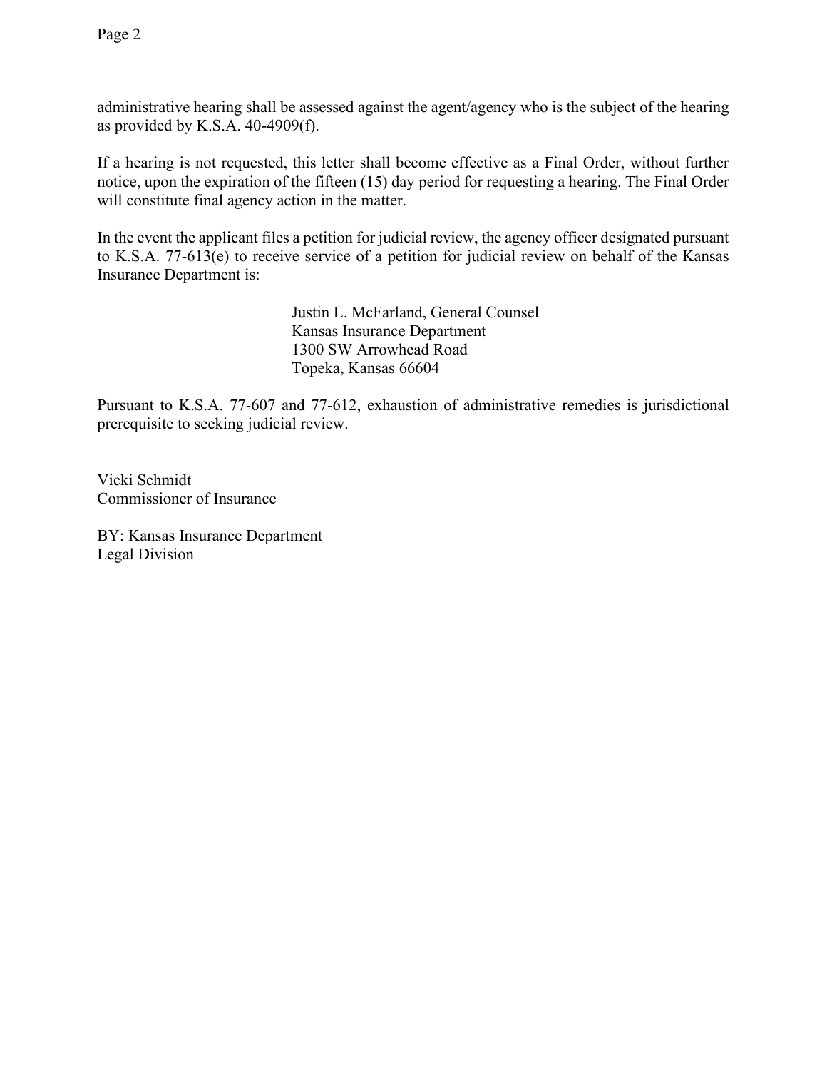administrative hearing shall be assessed against the agent/agency who is the subject of the hearing as provided by K.S.A. 40-4909(f).

If a hearing is not requested, this letter shall become effective as a Final Order, without further notice, upon the expiration of the fifteen (15) day period for requesting a hearing. The Final Order will constitute final agency action in the matter.

In the event the applicant files a petition for judicial review, the agency officer designated pursuant to K.S.A. 77-613(e) to receive service of a petition for judicial review on behalf of the Kansas Insurance Department is:

Justin L. McFarland, General Counsel
Kansas Insurance Department
1300 SW Arrowhead Road
Topeka, Kansas 66604

Pursuant to K.S.A. 77-607 and 77-612, exhaustion of administrative remedies is jurisdictional prerequisite to seeking judicial review.

Vicki Schmidt
Commissioner of Insurance

BY: Kansas Insurance Department
Legal Division